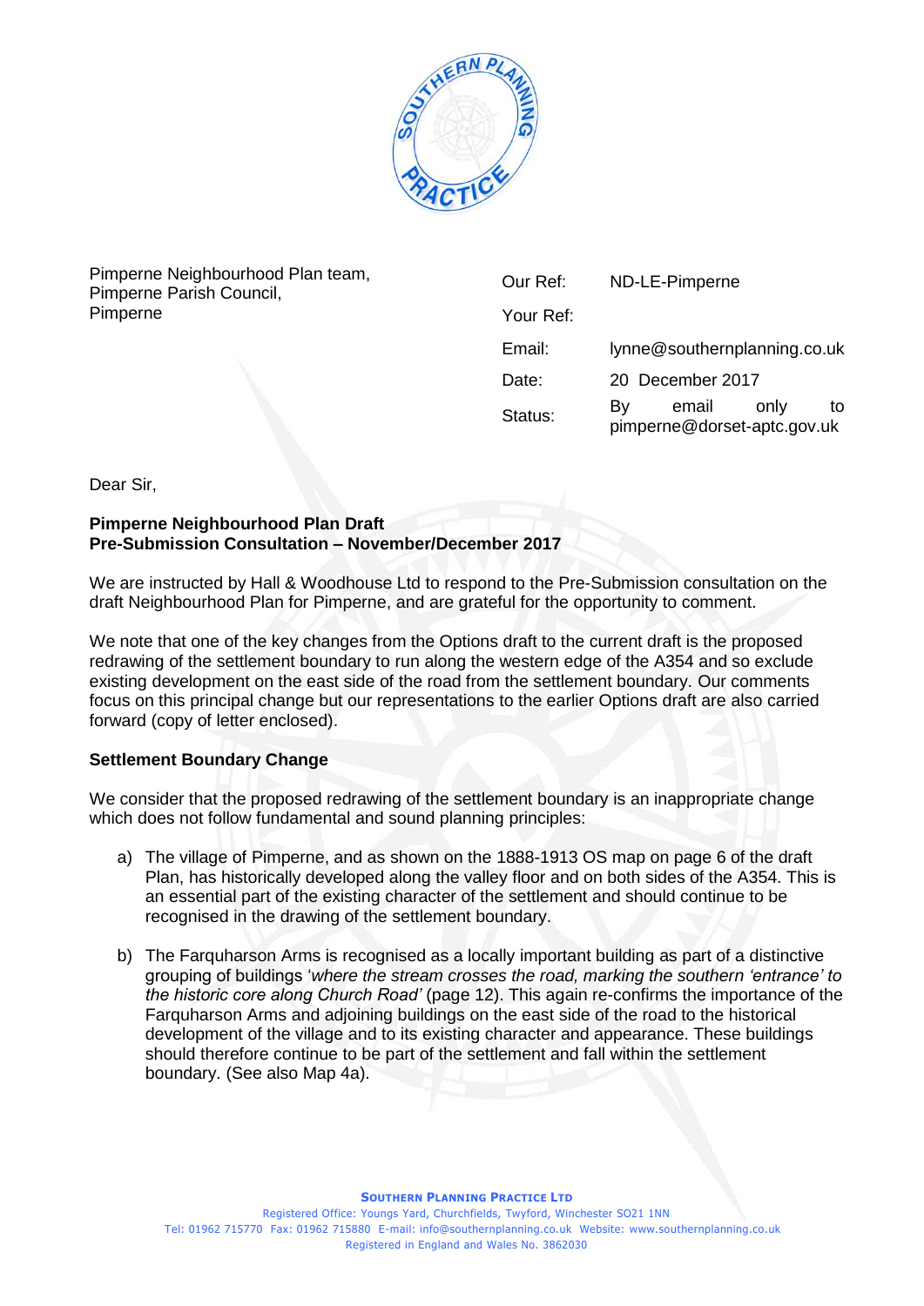Pimperne Neighbourhood Plan team,
Pimperne Parish Council,
Pimperne

| | |
|---|---|
| Our Ref: | ND-LE-Pimperne |
| Your Ref: | |
| Email: | lynne@southernplanning.co.uk |
| Date: | 20 December 2017 |
| Status: | By email only to pimperne@dorset-aptc.gov.uk |

Dear Sir,

**Pimperne Neighbourhood Plan Draft**
**Pre-Submission Consultation – November/December 2017**

We are instructed by Hall & Woodhouse Ltd to respond to the Pre-Submission consultation on the draft Neighbourhood Plan for Pimperne, and are grateful for the opportunity to comment.

We note that one of the key changes from the Options draft to the current draft is the proposed redrawing of the settlement boundary to run along the western edge of the A354 and so exclude existing development on the east side of the road from the settlement boundary. Our comments focus on this principal change but our representations to the earlier Options draft are also carried forward (copy of letter enclosed).

**Settlement Boundary Change**

We consider that the proposed redrawing of the settlement boundary is an inappropriate change which does not follow fundamental and sound planning principles:

a) The village of Pimperne, and as shown on the 1888-1913 OS map on page 6 of the draft Plan, has historically developed along the valley floor and on both sides of the A354. This is an essential part of the existing character of the settlement and should continue to be recognised in the drawing of the settlement boundary.

b) The Farquharson Arms is recognised as a locally important building as part of a distinctive grouping of buildings '*where the stream crosses the road, marking the southern 'entrance' to the historic core along Church Road'* (page 12). This again re-confirms the importance of the Farquharson Arms and adjoining buildings on the east side of the road to the historical development of the village and to its existing character and appearance. These buildings should therefore continue to be part of the settlement and fall within the settlement boundary. (See also Map 4a).

**Southern Planning Practice Ltd**
Registered Office: Youngs Yard, Churchfields, Twyford, Winchester SO21 1NN
Tel: 01962 715770 Fax: 01962 715880 E-mail: info@southernplanning.co.uk Website: www.southernplanning.co.uk
Registered in England and Wales No. 3862030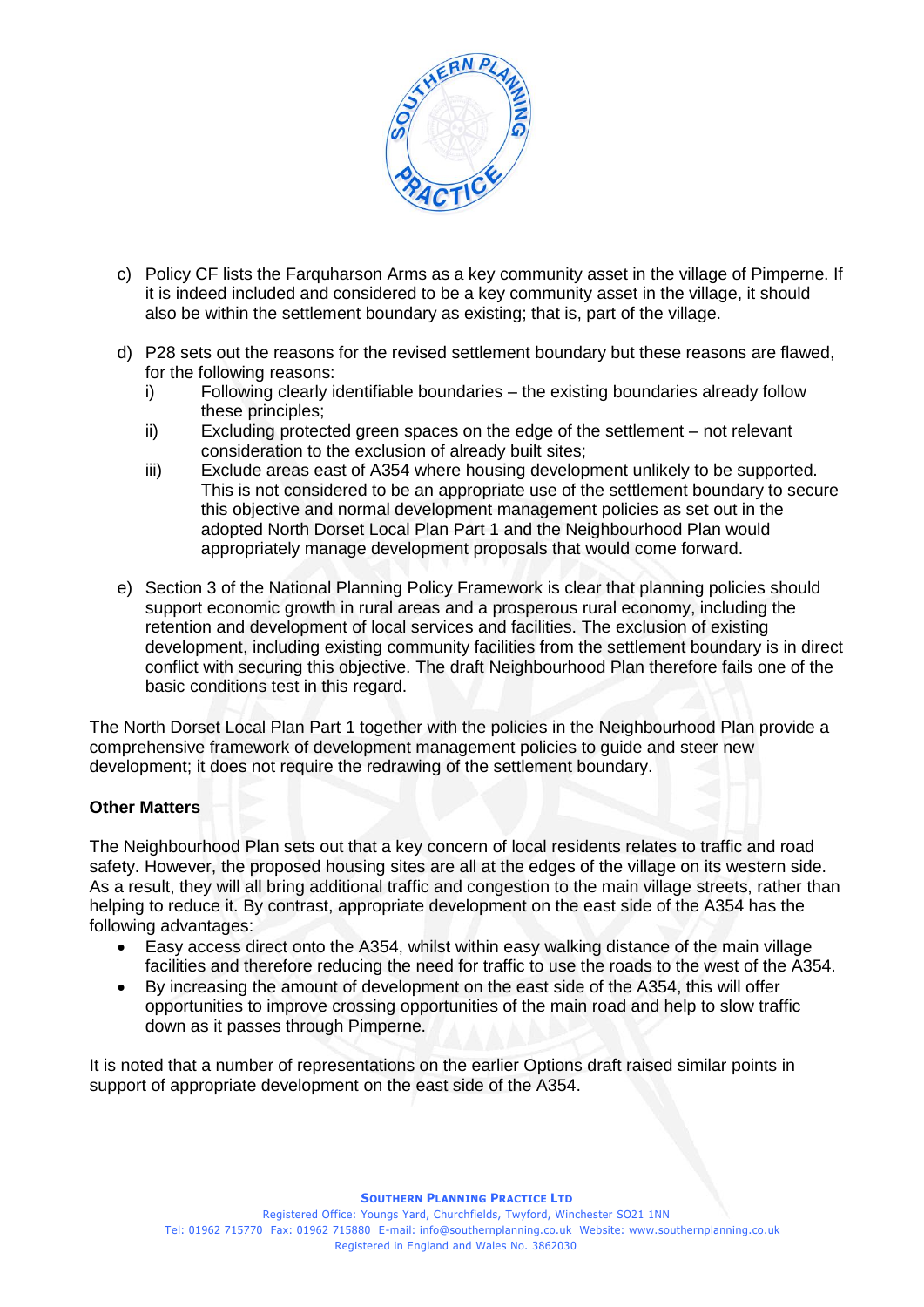c) Policy CF lists the Farquharson Arms as a key community asset in the village of Pimperne. If it is indeed included and considered to be a key community asset in the village, it should also be within the settlement boundary as existing; that is, part of the village.

d) P28 sets out the reasons for the revised settlement boundary but these reasons are flawed, for the following reasons:
   i) Following clearly identifiable boundaries – the existing boundaries already follow these principles;
   ii) Excluding protected green spaces on the edge of the settlement – not relevant consideration to the exclusion of already built sites;
   iii) Exclude areas east of A354 where housing development unlikely to be supported. This is not considered to be an appropriate use of the settlement boundary to secure this objective and normal development management policies as set out in the adopted North Dorset Local Plan Part 1 and the Neighbourhood Plan would appropriately manage development proposals that would come forward.

e) Section 3 of the National Planning Policy Framework is clear that planning policies should support economic growth in rural areas and a prosperous rural economy, including the retention and development of local services and facilities. The exclusion of existing development, including existing community facilities from the settlement boundary is in direct conflict with securing this objective. The draft Neighbourhood Plan therefore fails one of the basic conditions test in this regard.

The North Dorset Local Plan Part 1 together with the policies in the Neighbourhood Plan provide a comprehensive framework of development management policies to guide and steer new development; it does not require the redrawing of the settlement boundary.

**Other Matters**

The Neighbourhood Plan sets out that a key concern of local residents relates to traffic and road safety. However, the proposed housing sites are all at the edges of the village on its western side. As a result, they will all bring additional traffic and congestion to the main village streets, rather than helping to reduce it. By contrast, appropriate development on the east side of the A354 has the following advantages:

- Easy access direct onto the A354, whilst within easy walking distance of the main village facilities and therefore reducing the need for traffic to use the roads to the west of the A354.
- By increasing the amount of development on the east side of the A354, this will offer opportunities to improve crossing opportunities of the main road and help to slow traffic down as it passes through Pimperne.

It is noted that a number of representations on the earlier Options draft raised similar points in support of appropriate development on the east side of the A354.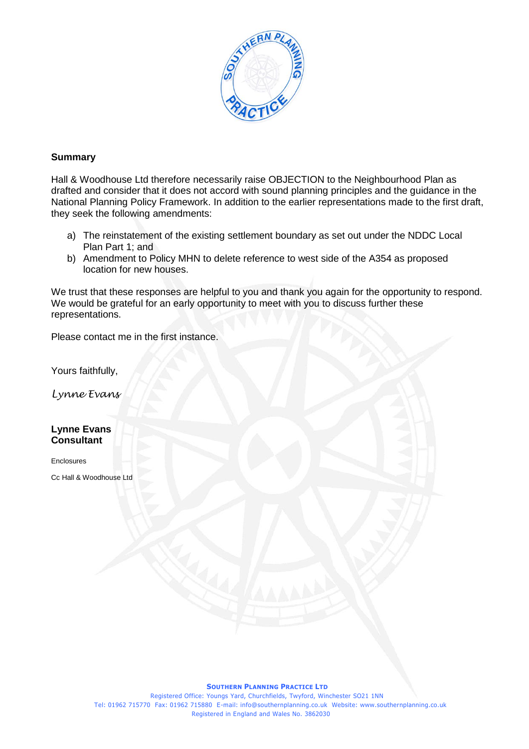**Summary**

Hall & Woodhouse Ltd therefore necessarily raise OBJECTION to the Neighbourhood Plan as drafted and consider that it does not accord with sound planning principles and the guidance in the National Planning Policy Framework. In addition to the earlier representations made to the first draft, they seek the following amendments:

a) The reinstatement of the existing settlement boundary as set out under the NDDC Local Plan Part 1; and
b) Amendment to Policy MHN to delete reference to west side of the A354 as proposed location for new houses.

We trust that these responses are helpful to you and thank you again for the opportunity to respond. We would be grateful for an early opportunity to meet with you to discuss further these representations.

Please contact me in the first instance.

Yours faithfully,

*Lynne Evans*

**Lynne Evans**
**Consultant**

Enclosures

Cc Hall & Woodhouse Ltd

**SOUTHERN PLANNING PRACTICE LTD**
Registered Office: Youngs Yard, Churchfields, Twyford, Winchester SO21 1NN
Tel: 01962 715770 Fax: 01962 715880 E-mail: info@southernplanning.co.uk Website: www.southernplanning.co.uk
Registered in England and Wales No. 3862030